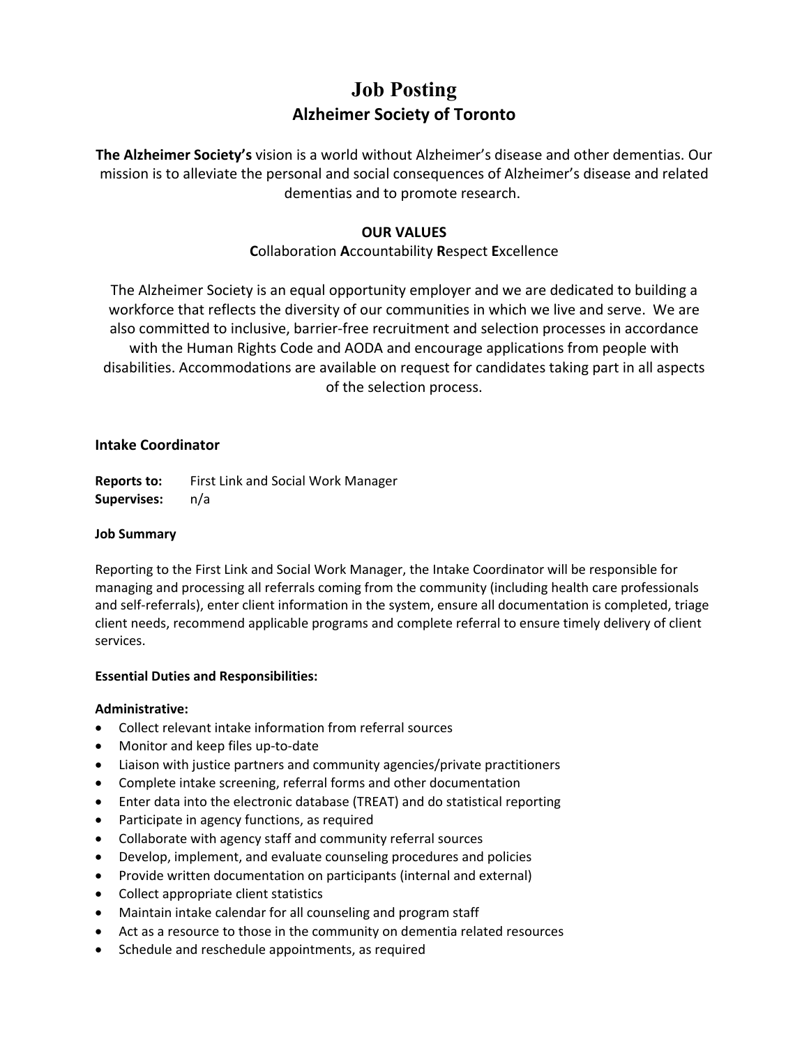# Job Posting

## Alzheimer Society of Toronto

**The Alzheimer Society's** vision is a world without Alzheimer's disease and other dementias. Our mission is to alleviate the personal and social consequences of Alzheimer's disease and related dementias and to promote research.

**OUR VALUES**

**C**ollaboration **A**ccountability **R**espect **E**xcellence

The Alzheimer Society is an equal opportunity employer and we are dedicated to building a workforce that reflects the diversity of our communities in which we live and serve. We are also committed to inclusive, barrier-free recruitment and selection processes in accordance with the Human Rights Code and AODA and encourage applications from people with disabilities. Accommodations are available on request for candidates taking part in all aspects of the selection process.

### Intake Coordinator

**Reports to:** First Link and Social Work Manager
**Supervises:** n/a

**Job Summary**

Reporting to the First Link and Social Work Manager, the Intake Coordinator will be responsible for managing and processing all referrals coming from the community (including health care professionals and self-referrals), enter client information in the system, ensure all documentation is completed, triage client needs, recommend applicable programs and complete referral to ensure timely delivery of client services.

**Essential Duties and Responsibilities:**

**Administrative:**

- Collect relevant intake information from referral sources
- Monitor and keep files up-to-date
- Liaison with justice partners and community agencies/private practitioners
- Complete intake screening, referral forms and other documentation
- Enter data into the electronic database (TREAT) and do statistical reporting
- Participate in agency functions, as required
- Collaborate with agency staff and community referral sources
- Develop, implement, and evaluate counseling procedures and policies
- Provide written documentation on participants (internal and external)
- Collect appropriate client statistics
- Maintain intake calendar for all counseling and program staff
- Act as a resource to those in the community on dementia related resources
- Schedule and reschedule appointments, as required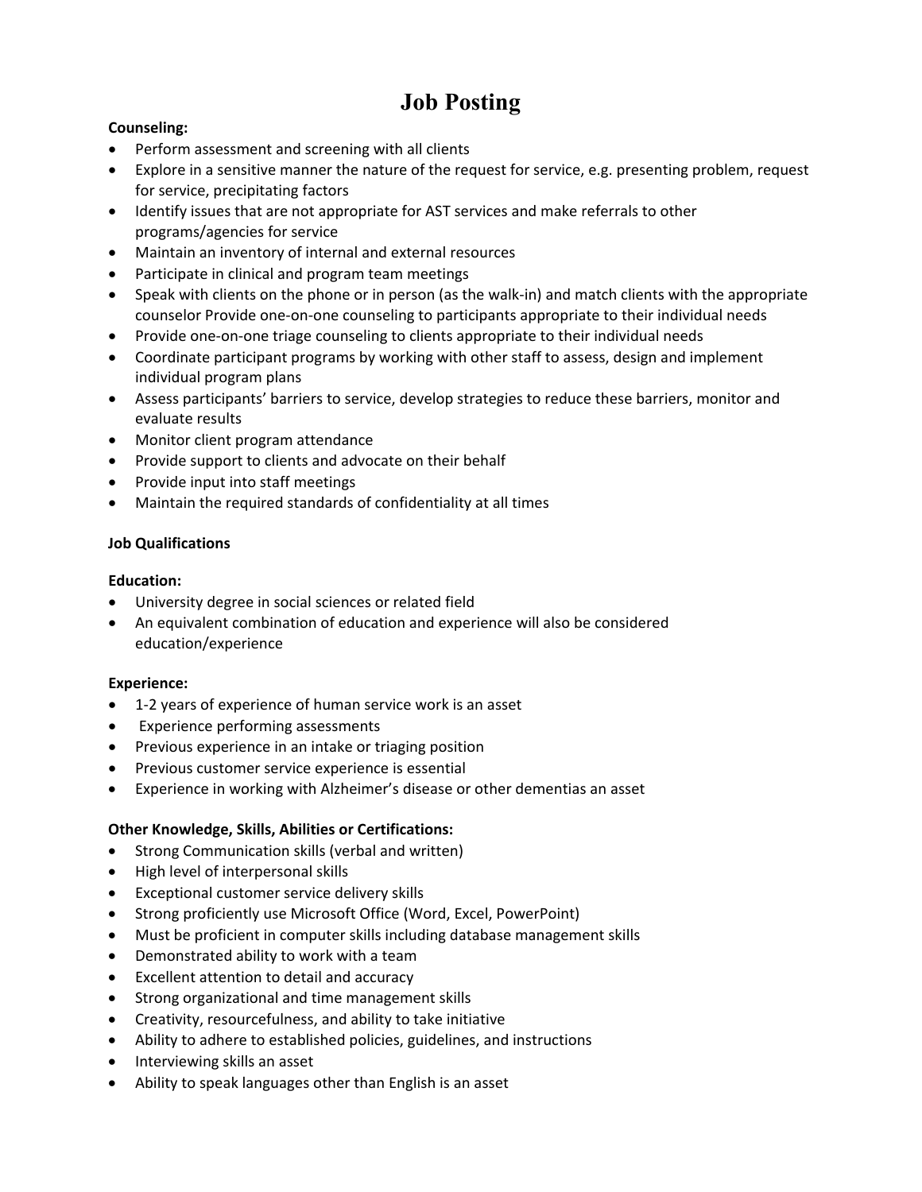# Job Posting

**Counseling:**

- Perform assessment and screening with all clients
- Explore in a sensitive manner the nature of the request for service, e.g. presenting problem, request for service, precipitating factors
- Identify issues that are not appropriate for AST services and make referrals to other programs/agencies for service
- Maintain an inventory of internal and external resources
- Participate in clinical and program team meetings
- Speak with clients on the phone or in person (as the walk-in) and match clients with the appropriate counselor Provide one-on-one counseling to participants appropriate to their individual needs
- Provide one-on-one triage counseling to clients appropriate to their individual needs
- Coordinate participant programs by working with other staff to assess, design and implement individual program plans
- Assess participants' barriers to service, develop strategies to reduce these barriers, monitor and evaluate results
- Monitor client program attendance
- Provide support to clients and advocate on their behalf
- Provide input into staff meetings
- Maintain the required standards of confidentiality at all times

**Job Qualifications**

**Education:**

- University degree in social sciences or related field
- An equivalent combination of education and experience will also be considered education/experience

**Experience:**

- 1-2 years of experience of human service work is an asset
- Experience performing assessments
- Previous experience in an intake or triaging position
- Previous customer service experience is essential
- Experience in working with Alzheimer's disease or other dementias an asset

**Other Knowledge, Skills, Abilities or Certifications:**

- Strong Communication skills (verbal and written)
- High level of interpersonal skills
- Exceptional customer service delivery skills
- Strong proficiently use Microsoft Office (Word, Excel, PowerPoint)
- Must be proficient in computer skills including database management skills
- Demonstrated ability to work with a team
- Excellent attention to detail and accuracy
- Strong organizational and time management skills
- Creativity, resourcefulness, and ability to take initiative
- Ability to adhere to established policies, guidelines, and instructions
- Interviewing skills an asset
- Ability to speak languages other than English is an asset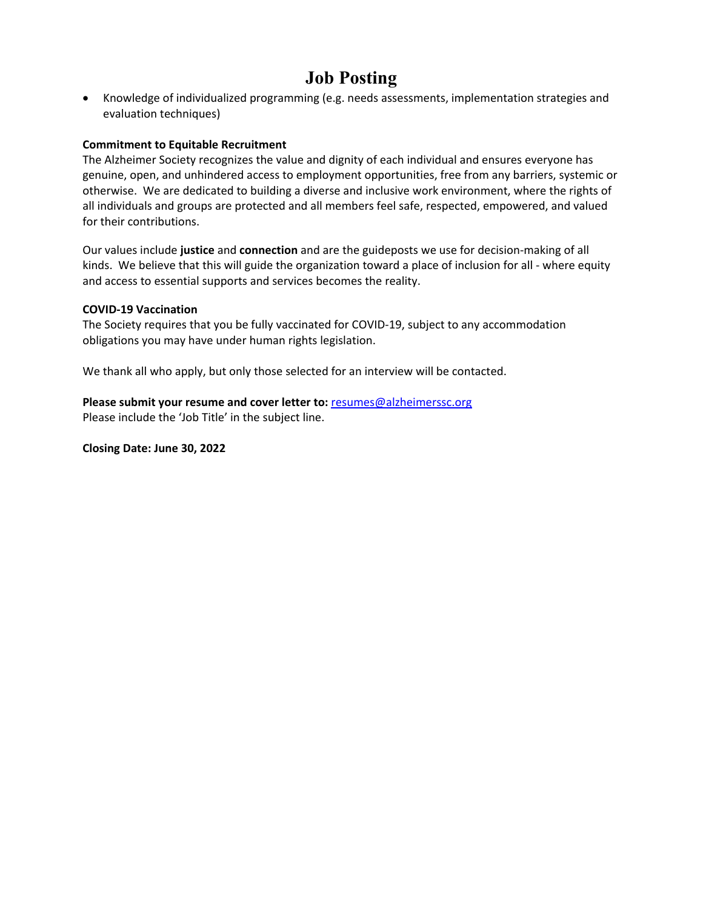# Job Posting

- Knowledge of individualized programming (e.g. needs assessments, implementation strategies and evaluation techniques)

**Commitment to Equitable Recruitment**

The Alzheimer Society recognizes the value and dignity of each individual and ensures everyone has genuine, open, and unhindered access to employment opportunities, free from any barriers, systemic or otherwise. We are dedicated to building a diverse and inclusive work environment, where the rights of all individuals and groups are protected and all members feel safe, respected, empowered, and valued for their contributions.

Our values include **justice** and **connection** and are the guideposts we use for decision-making of all kinds. We believe that this will guide the organization toward a place of inclusion for all - where equity and access to essential supports and services becomes the reality.

**COVID-19 Vaccination**

The Society requires that you be fully vaccinated for COVID-19, subject to any accommodation obligations you may have under human rights legislation.

We thank all who apply, but only those selected for an interview will be contacted.

**Please submit your resume and cover letter to:** resumes@alzheimerssc.org

Please include the 'Job Title' in the subject line.

**Closing Date: June 30, 2022**